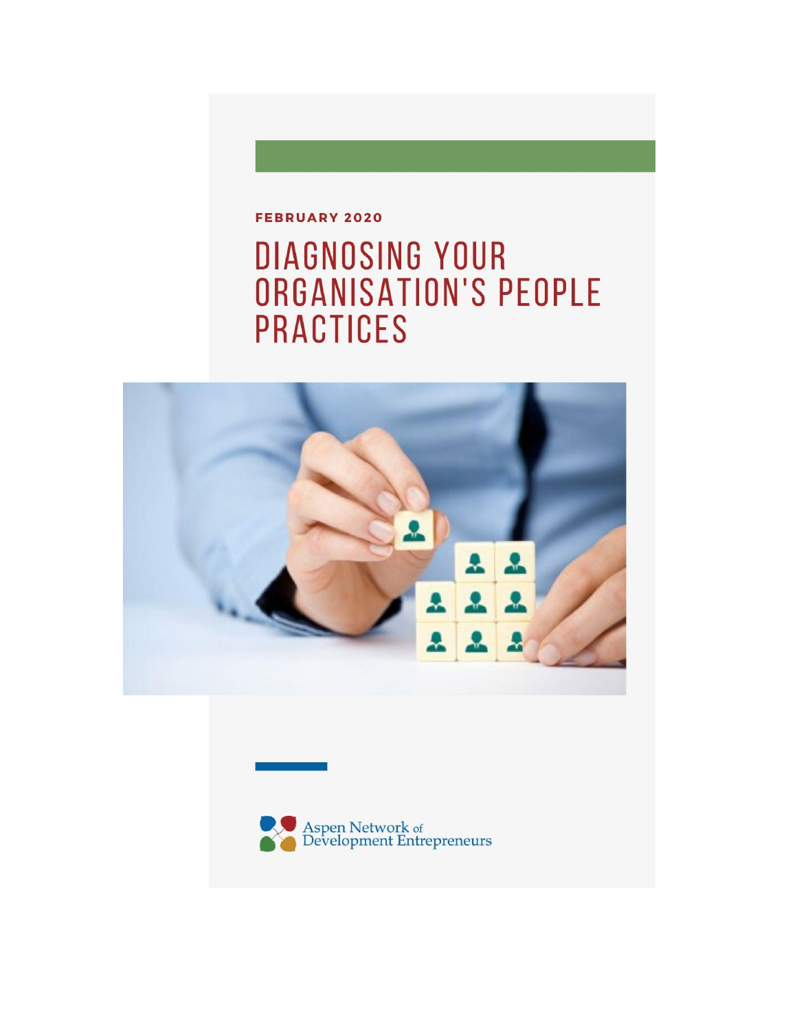FEBRUARY 2020

# DIAGNOSING YOUR ORGANISATION'S PEOPLE PRACTICES

Aspen Network of Development Entrepreneurs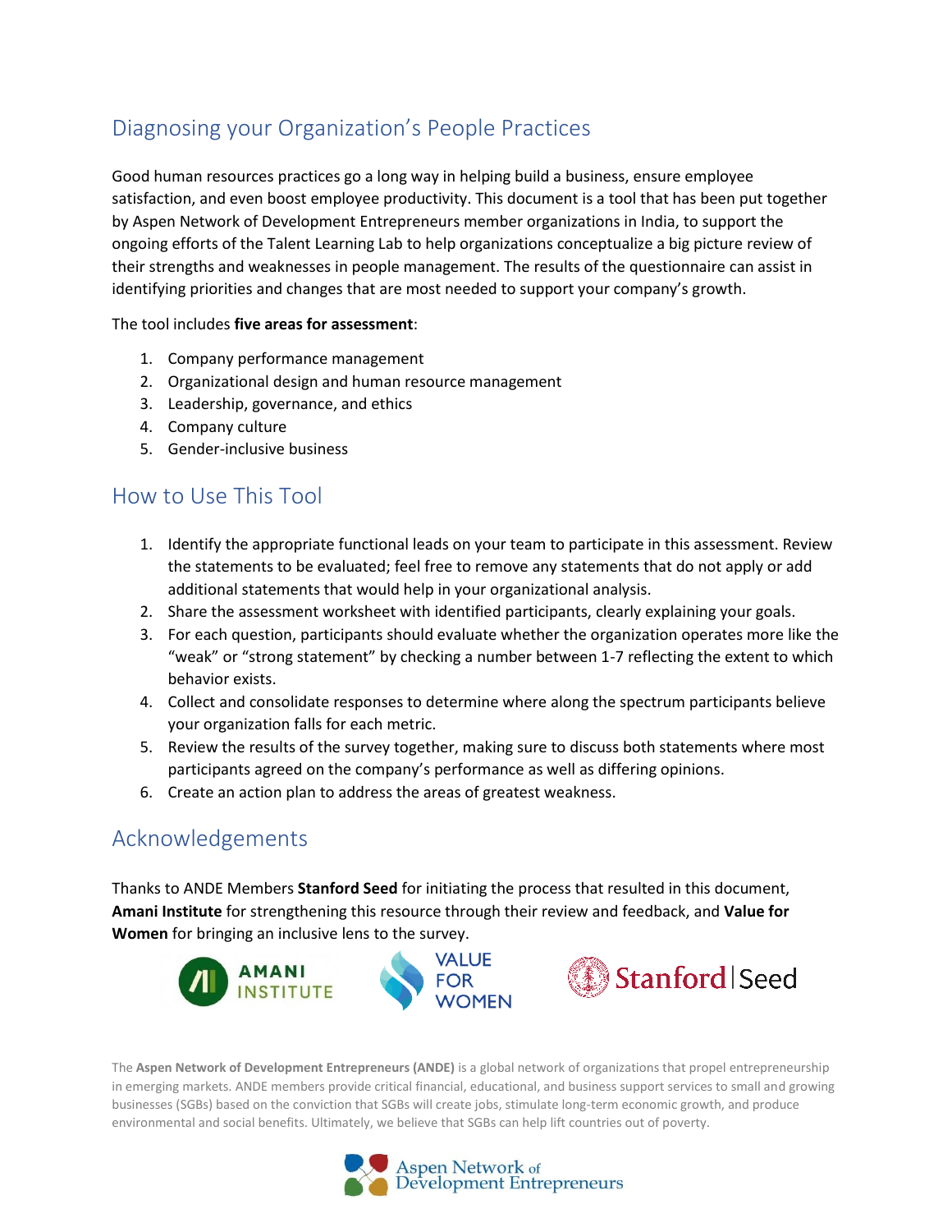## Diagnosing your Organization's People Practices

Good human resources practices go a long way in helping build a business, ensure employee satisfaction, and even boost employee productivity. This document is a tool that has been put together by Aspen Network of Development Entrepreneurs member organizations in India, to support the ongoing efforts of the Talent Learning Lab to help organizations conceptualize a big picture review of their strengths and weaknesses in people management. The results of the questionnaire can assist in identifying priorities and changes that are most needed to support your company's growth.

The tool includes **five areas for assessment**:

1. Company performance management
2. Organizational design and human resource management
3. Leadership, governance, and ethics
4. Company culture
5. Gender-inclusive business

## How to Use This Tool

1. Identify the appropriate functional leads on your team to participate in this assessment. Review the statements to be evaluated; feel free to remove any statements that do not apply or add additional statements that would help in your organizational analysis.
2. Share the assessment worksheet with identified participants, clearly explaining your goals.
3. For each question, participants should evaluate whether the organization operates more like the "weak" or "strong statement" by checking a number between 1-7 reflecting the extent to which behavior exists.
4. Collect and consolidate responses to determine where along the spectrum participants believe your organization falls for each metric.
5. Review the results of the survey together, making sure to discuss both statements where most participants agreed on the company's performance as well as differing opinions.
6. Create an action plan to address the areas of greatest weakness.

## Acknowledgements

Thanks to ANDE Members **Stanford Seed** for initiating the process that resulted in this document, **Amani Institute** for strengthening this resource through their review and feedback, and **Value for Women** for bringing an inclusive lens to the survey.

AMANI INSTITUTE    VALUE FOR WOMEN    Stanford | Seed

The **Aspen Network of Development Entrepreneurs (ANDE)** is a global network of organizations that propel entrepreneurship in emerging markets. ANDE members provide critical financial, educational, and business support services to small and growing businesses (SGBs) based on the conviction that SGBs will create jobs, stimulate long-term economic growth, and produce environmental and social benefits. Ultimately, we believe that SGBs can help lift countries out of poverty.

Aspen Network of Development Entrepreneurs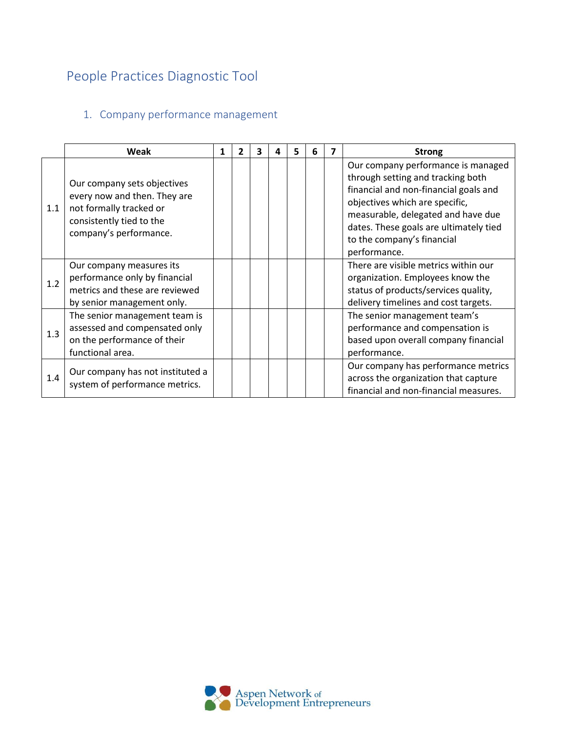# People Practices Diagnostic Tool

## 1. Company performance management

| | Weak | 1 | 2 | 3 | 4 | 5 | 6 | 7 | Strong |
|---|---|---|---|---|---|---|---|---|---|
| 1.1 | Our company sets objectives every now and then. They are not formally tracked or consistently tied to the company's performance. | | | | | | | | Our company performance is managed through setting and tracking both financial and non-financial goals and objectives which are specific, measurable, delegated and have due dates. These goals are ultimately tied to the company's financial performance. |
| 1.2 | Our company measures its performance only by financial metrics and these are reviewed by senior management only. | | | | | | | | There are visible metrics within our organization. Employees know the status of products/services quality, delivery timelines and cost targets. |
| 1.3 | The senior management team is assessed and compensated only on the performance of their functional area. | | | | | | | | The senior management team's performance and compensation is based upon overall company financial performance. |
| 1.4 | Our company has not instituted a system of performance metrics. | | | | | | | | Our company has performance metrics across the organization that capture financial and non-financial measures. |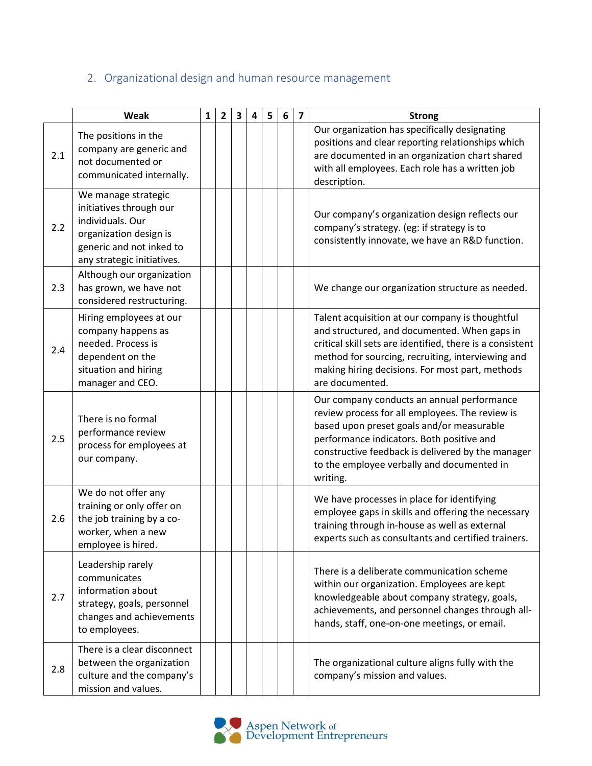## 2. Organizational design and human resource management

| | Weak | 1 | 2 | 3 | 4 | 5 | 6 | 7 | Strong |
|---|---|---|---|---|---|---|---|---|---|
| 2.1 | The positions in the company are generic and not documented or communicated internally. | | | | | | | | Our organization has specifically designating positions and clear reporting relationships which are documented in an organization chart shared with all employees. Each role has a written job description. |
| 2.2 | We manage strategic initiatives through our individuals. Our organization design is generic and not inked to any strategic initiatives. | | | | | | | | Our company's organization design reflects our company's strategy. (eg: if strategy is to consistently innovate, we have an R&D function. |
| 2.3 | Although our organization has grown, we have not considered restructuring. | | | | | | | | We change our organization structure as needed. |
| 2.4 | Hiring employees at our company happens as needed. Process is dependent on the situation and hiring manager and CEO. | | | | | | | | Talent acquisition at our company is thoughtful and structured, and documented. When gaps in critical skill sets are identified, there is a consistent method for sourcing, recruiting, interviewing and making hiring decisions. For most part, methods are documented. |
| 2.5 | There is no formal performance review process for employees at our company. | | | | | | | | Our company conducts an annual performance review process for all employees. The review is based upon preset goals and/or measurable performance indicators. Both positive and constructive feedback is delivered by the manager to the employee verbally and documented in writing. |
| 2.6 | We do not offer any training or only offer on the job training by a co-worker, when a new employee is hired. | | | | | | | | We have processes in place for identifying employee gaps in skills and offering the necessary training through in-house as well as external experts such as consultants and certified trainers. |
| 2.7 | Leadership rarely communicates information about strategy, goals, personnel changes and achievements to employees. | | | | | | | | There is a deliberate communication scheme within our organization. Employees are kept knowledgeable about company strategy, goals, achievements, and personnel changes through all-hands, staff, one-on-one meetings, or email. |
| 2.8 | There is a clear disconnect between the organization culture and the company's mission and values. | | | | | | | | The organizational culture aligns fully with the company's mission and values. |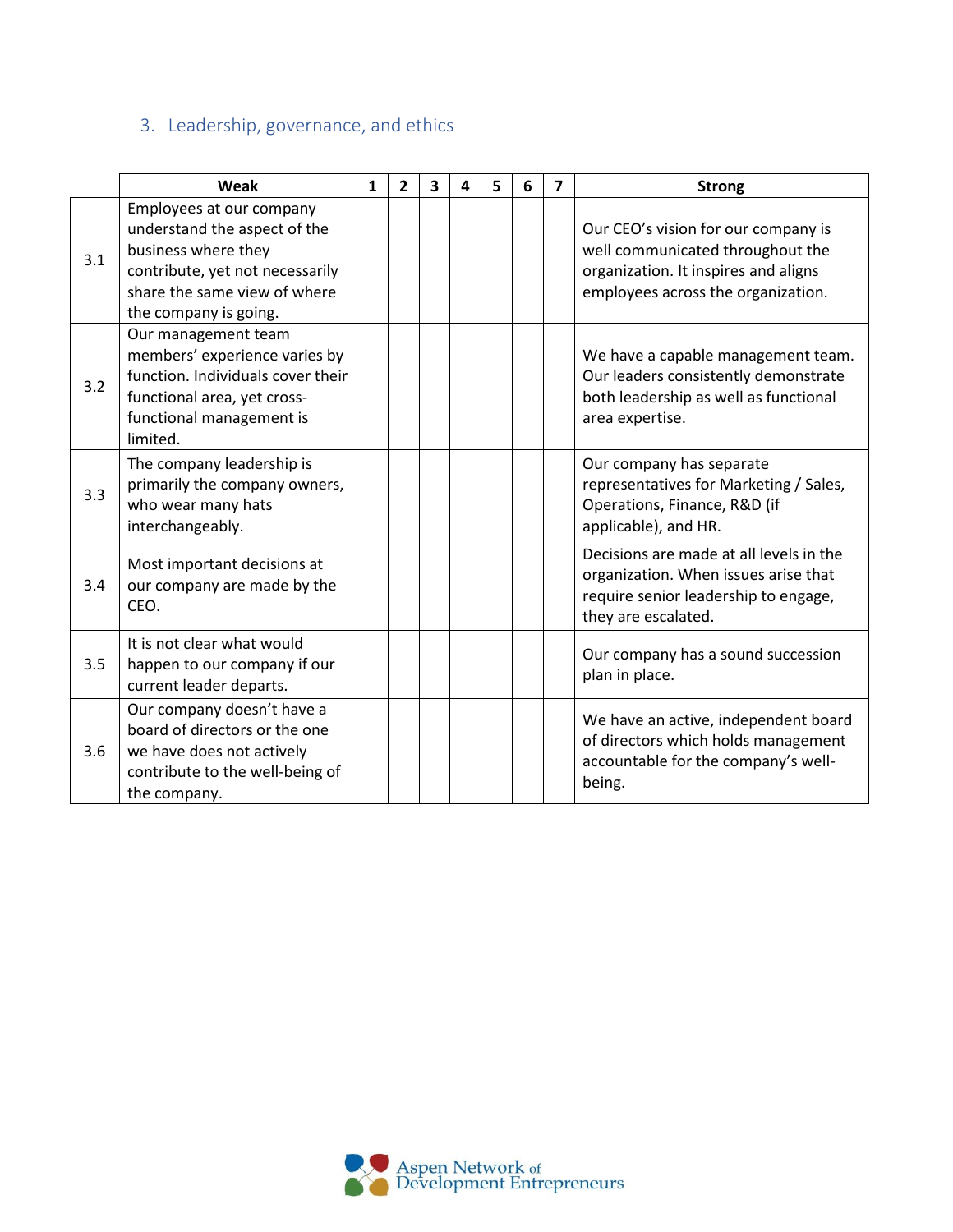## 3. Leadership, governance, and ethics

| | Weak | 1 | 2 | 3 | 4 | 5 | 6 | 7 | Strong |
|---|---|---|---|---|---|---|---|---|---|
| 3.1 | Employees at our company understand the aspect of the business where they contribute, yet not necessarily share the same view of where the company is going. | | | | | | | | Our CEO's vision for our company is well communicated throughout the organization. It inspires and aligns employees across the organization. |
| 3.2 | Our management team members' experience varies by function. Individuals cover their functional area, yet cross-functional management is limited. | | | | | | | | We have a capable management team. Our leaders consistently demonstrate both leadership as well as functional area expertise. |
| 3.3 | The company leadership is primarily the company owners, who wear many hats interchangeably. | | | | | | | | Our company has separate representatives for Marketing / Sales, Operations, Finance, R&D (if applicable), and HR. |
| 3.4 | Most important decisions at our company are made by the CEO. | | | | | | | | Decisions are made at all levels in the organization. When issues arise that require senior leadership to engage, they are escalated. |
| 3.5 | It is not clear what would happen to our company if our current leader departs. | | | | | | | | Our company has a sound succession plan in place. |
| 3.6 | Our company doesn't have a board of directors or the one we have does not actively contribute to the well-being of the company. | | | | | | | | We have an active, independent board of directors which holds management accountable for the company's well-being. |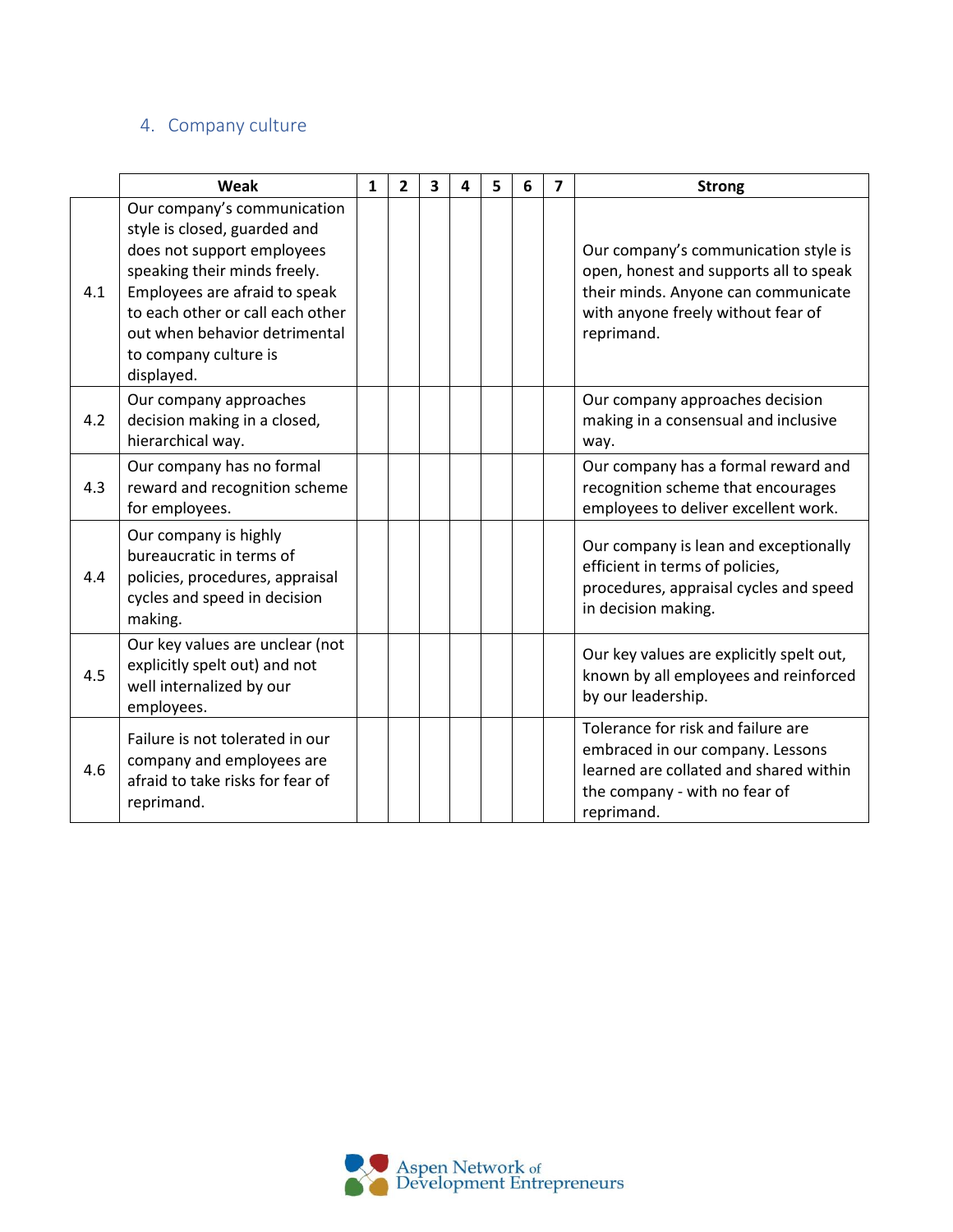## 4. Company culture

| | Weak | 1 | 2 | 3 | 4 | 5 | 6 | 7 | Strong |
|---|---|---|---|---|---|---|---|---|---|
| 4.1 | Our company's communication style is closed, guarded and does not support employees speaking their minds freely. Employees are afraid to speak to each other or call each other out when behavior detrimental to company culture is displayed. | | | | | | | | Our company's communication style is open, honest and supports all to speak their minds. Anyone can communicate with anyone freely without fear of reprimand. |
| 4.2 | Our company approaches decision making in a closed, hierarchical way. | | | | | | | | Our company approaches decision making in a consensual and inclusive way. |
| 4.3 | Our company has no formal reward and recognition scheme for employees. | | | | | | | | Our company has a formal reward and recognition scheme that encourages employees to deliver excellent work. |
| 4.4 | Our company is highly bureaucratic in terms of policies, procedures, appraisal cycles and speed in decision making. | | | | | | | | Our company is lean and exceptionally efficient in terms of policies, procedures, appraisal cycles and speed in decision making. |
| 4.5 | Our key values are unclear (not explicitly spelt out) and not well internalized by our employees. | | | | | | | | Our key values are explicitly spelt out, known by all employees and reinforced by our leadership. |
| 4.6 | Failure is not tolerated in our company and employees are afraid to take risks for fear of reprimand. | | | | | | | | Tolerance for risk and failure are embraced in our company. Lessons learned are collated and shared within the company - with no fear of reprimand. |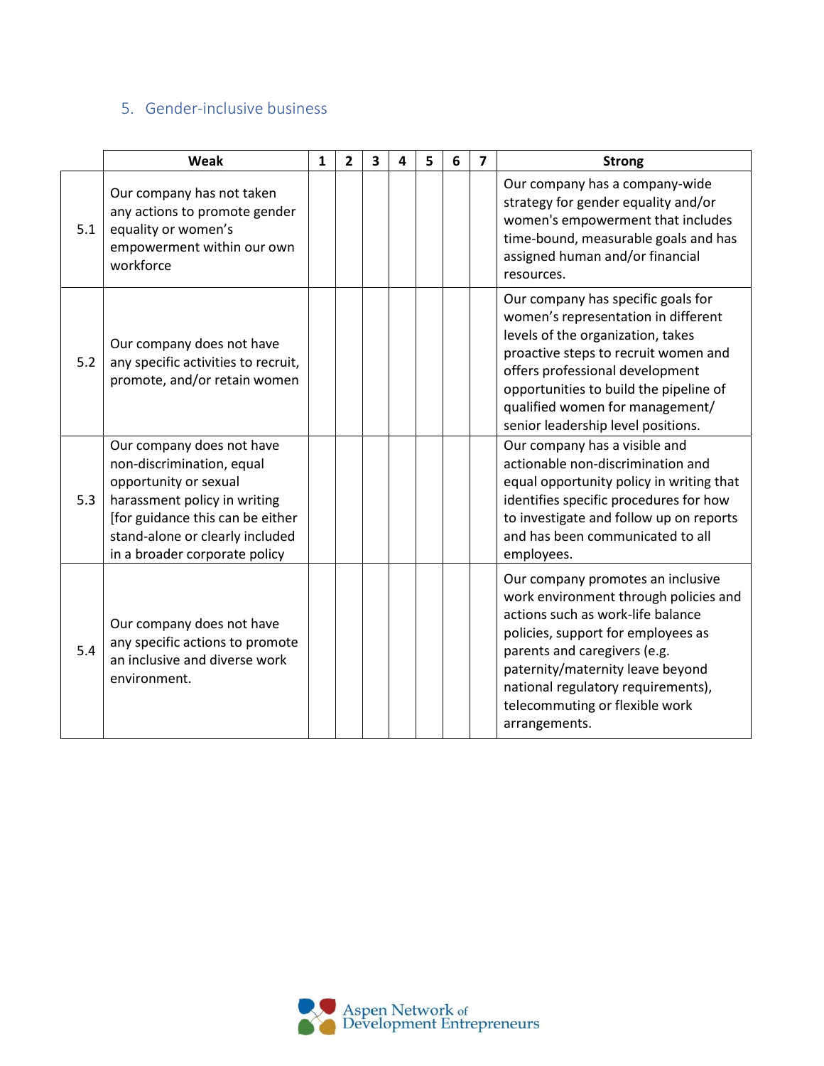## 5. Gender-inclusive business

| | Weak | 1 | 2 | 3 | 4 | 5 | 6 | 7 | Strong |
|---|---|---|---|---|---|---|---|---|---|
| 5.1 | Our company has not taken any actions to promote gender equality or women's empowerment within our own workforce | | | | | | | | Our company has a company-wide strategy for gender equality and/or women's empowerment that includes time-bound, measurable goals and has assigned human and/or financial resources. |
| 5.2 | Our company does not have any specific activities to recruit, promote, and/or retain women | | | | | | | | Our company has specific goals for women's representation in different levels of the organization, takes proactive steps to recruit women and offers professional development opportunities to build the pipeline of qualified women for management/ senior leadership level positions. |
| 5.3 | Our company does not have non-discrimination, equal opportunity or sexual harassment policy in writing [for guidance this can be either stand-alone or clearly included in a broader corporate policy | | | | | | | | Our company has a visible and actionable non-discrimination and equal opportunity policy in writing that identifies specific procedures for how to investigate and follow up on reports and has been communicated to all employees. |
| 5.4 | Our company does not have any specific actions to promote an inclusive and diverse work environment. | | | | | | | | Our company promotes an inclusive work environment through policies and actions such as work-life balance policies, support for employees as parents and caregivers (e.g. paternity/maternity leave beyond national regulatory requirements), telecommuting or flexible work arrangements. |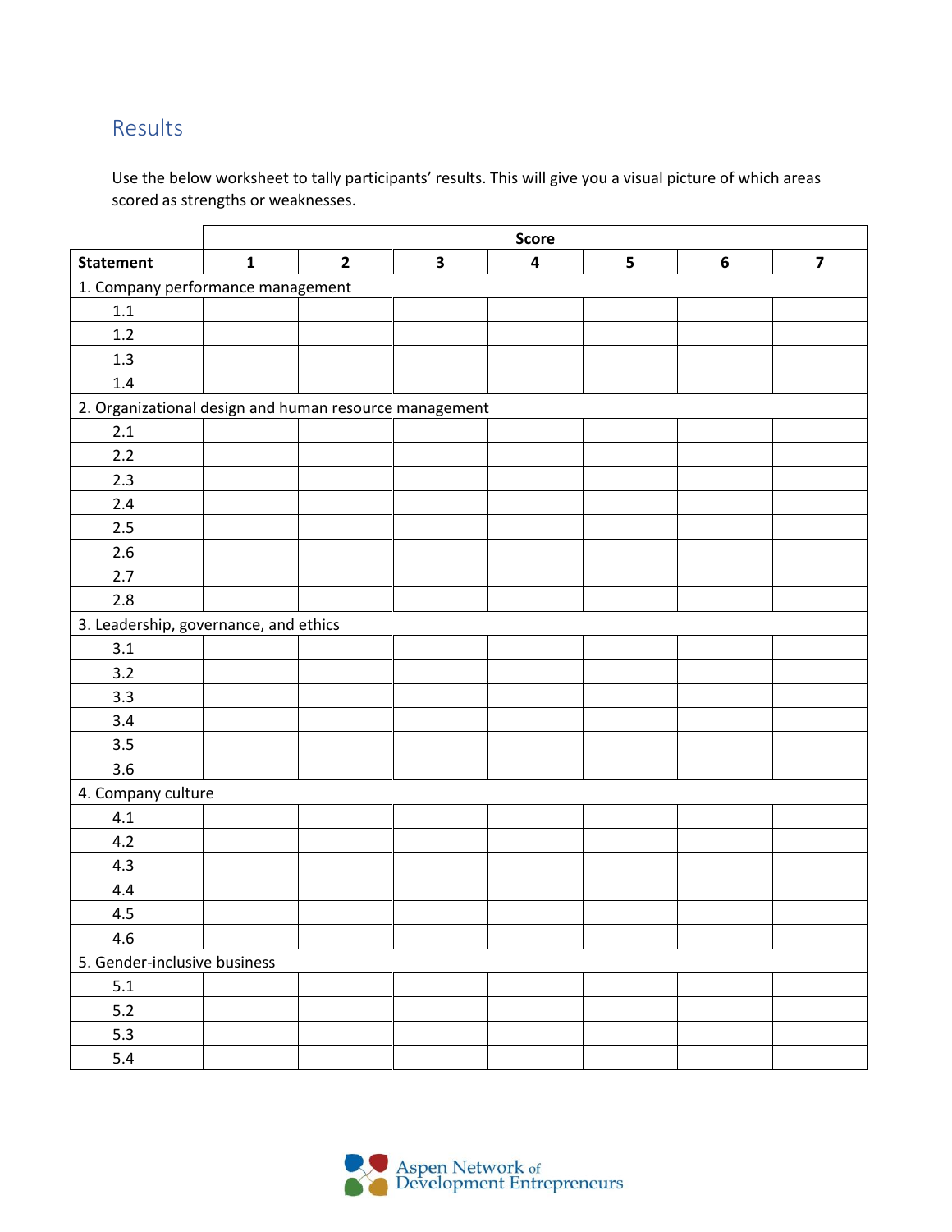## Results

Use the below worksheet to tally participants' results. This will give you a visual picture of which areas scored as strengths or weaknesses.

| | Score | | | | | | |
|---|---|---|---|---|---|---|---|
| **Statement** | **1** | **2** | **3** | **4** | **5** | **6** | **7** |
| 1. Company performance management | | | | | | | |
| 1.1 | | | | | | | |
| 1.2 | | | | | | | |
| 1.3 | | | | | | | |
| 1.4 | | | | | | | |
| 2. Organizational design and human resource management | | | | | | | |
| 2.1 | | | | | | | |
| 2.2 | | | | | | | |
| 2.3 | | | | | | | |
| 2.4 | | | | | | | |
| 2.5 | | | | | | | |
| 2.6 | | | | | | | |
| 2.7 | | | | | | | |
| 2.8 | | | | | | | |
| 3. Leadership, governance, and ethics | | | | | | | |
| 3.1 | | | | | | | |
| 3.2 | | | | | | | |
| 3.3 | | | | | | | |
| 3.4 | | | | | | | |
| 3.5 | | | | | | | |
| 3.6 | | | | | | | |
| 4. Company culture | | | | | | | |
| 4.1 | | | | | | | |
| 4.2 | | | | | | | |
| 4.3 | | | | | | | |
| 4.4 | | | | | | | |
| 4.5 | | | | | | | |
| 4.6 | | | | | | | |
| 5. Gender-inclusive business | | | | | | | |
| 5.1 | | | | | | | |
| 5.2 | | | | | | | |
| 5.3 | | | | | | | |
| 5.4 | | | | | | | |

Aspen Network of Development Entrepreneurs